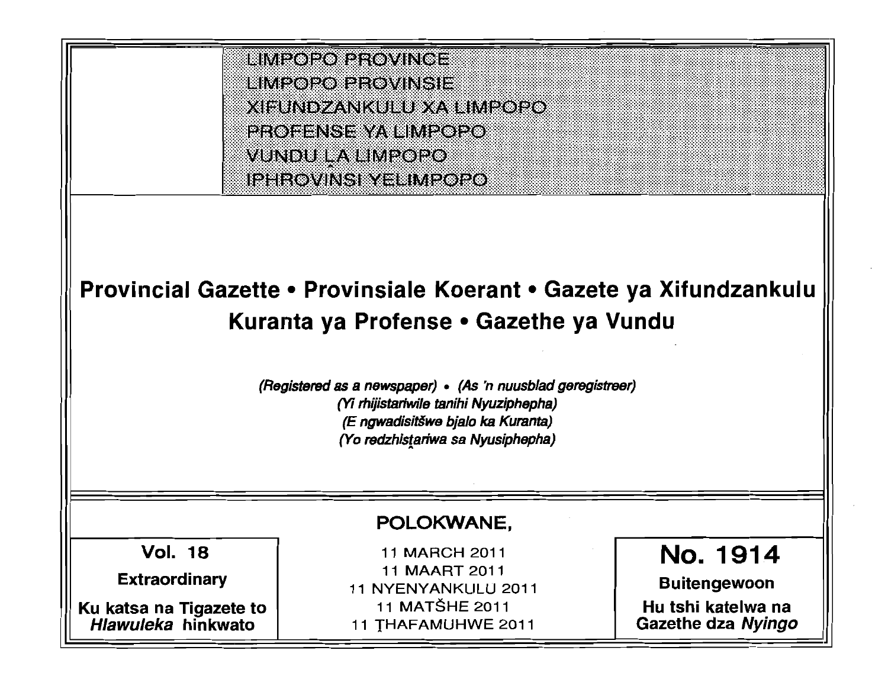LIMPOPO PROVINCE
LIMPOPO PROVINSIE
XIFUNDZANKULU XA LIMPOPO
PROFENSE YA LIMPOPO
VUNDU LA LIMPOPO
IPHROVINSI YELIMPOPO

# Provincial Gazette • Provinsiale Koerant • Gazete ya Xifundzankulu Kuranta ya Profense • Gazethe ya Vundu

*(Registered as a newspaper)* • *(As 'n nuusblad geregistreer)*
*(Yi rhijistariwile tanihi Nyuziphepha)*
*(E ngwadisitšwe bjalo ka Kuranta)*
*(Yo redzhisṱariwa sa Nyusiphepha)*

**POLOKWANE,**

11 MARCH 2011
11 MAART 2011
11 NYENYANKULU 2011
11 MATŠHE 2011
11 ṰHAFAMUHWE 2011

**Vol. 18**

**Extraordinary**

**Ku katsa na Tigazete to *Hlawuleka* hinkwato**

**No. 1914**

**Buitengewoon**

**Hu tshi katelwa na Gazethe dza *Nyingo***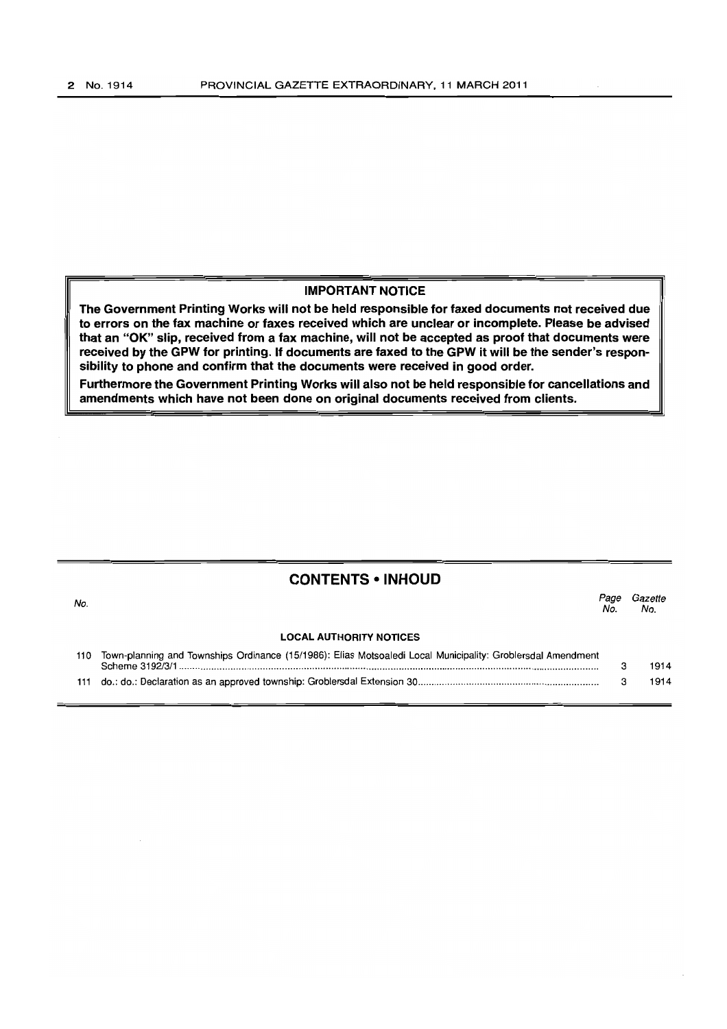**IMPORTANT NOTICE**

**The Government Printing Works will not be held responsible for faxed documents not received due to errors on the fax machine or faxes received which are unclear or incomplete. Please be advised that an "OK" slip, received from a fax machine, will not be accepted as proof that documents were received by the GPW for printing. If documents are faxed to the GPW it will be the sender's responsibility to phone and confirm that the documents were received in good order.**

**Furthermore the Government Printing Works will also not be held responsible for cancellations and amendments which have not been done on original documents received from clients.**

## CONTENTS • INHOUD

| No. | | Page No. | Gazette No. |
|---|---|---|---|
| | **LOCAL AUTHORITY NOTICES** | | |
| 110 | Town-planning and Townships Ordinance (15/1986): Elias Motsoaledi Local Municipality: Groblersdal Amendment Scheme 3192/3/1 | 3 | 1914 |
| 111 | do.: do.: Declaration as an approved township: Groblersdal Extension 30 | 3 | 1914 |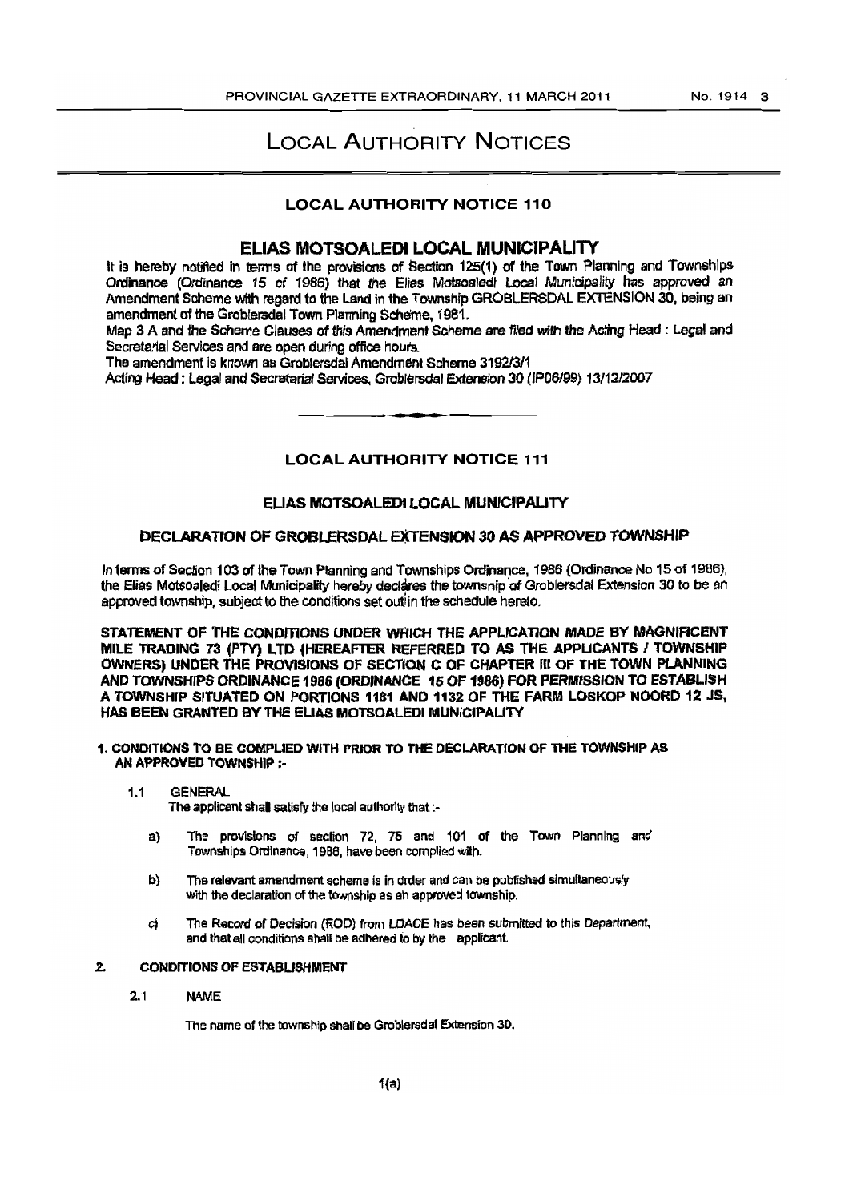# LOCAL AUTHORITY NOTICES

## LOCAL AUTHORITY NOTICE 110

## ELIAS MOTSOALEDI LOCAL MUNICIPALITY

It is hereby notified in terms of the provisions of Section 125(1) of the Town Planning and Townships Ordinance (Ordinance 15 of 1986) that the Elias Motsoaledi Local Municipality has approved an Amendment Scheme with regard to the Land in the Township GROBLERSDAL EXTENSION 30, being an amendment of the Groblersdal Town Planning Scheme, 1981.

Map 3 A and the Scheme Clauses of this Amendment Scheme are filed with the Acting Head : Legal and Secretarial Services and are open during office hours.

The amendment is known as Groblersdal Amendment Scheme 3192/3/1

Acting Head : Legal and Secretarial Services, Groblersdal Extension 30 (IP06/99) 13/12/2007

## LOCAL AUTHORITY NOTICE 111

### ELIAS MOTSOALEDI LOCAL MUNICIPALITY

### DECLARATION OF GROBLERSDAL EXTENSION 30 AS APPROVED TOWNSHIP

In terms of Section 103 of the Town Planning and Townships Ordinance, 1986 (Ordinance No 15 of 1986), the Elias Motsoaledi Local Municipality hereby declares the township of Groblersdal Extension 30 to be an approved township, subject to the conditions set out in the schedule hereto.

**STATEMENT OF THE CONDITIONS UNDER WHICH THE APPLICATION MADE BY MAGNIFICENT MILE TRADING 73 (PTY) LTD (HEREAFTER REFERRED TO AS THE APPLICANTS / TOWNSHIP OWNERS) UNDER THE PROVISIONS OF SECTION C OF CHAPTER III OF THE TOWN PLANNING AND TOWNSHIPS ORDINANCE 1986 (ORDINANCE 15 OF 1986) FOR PERMISSION TO ESTABLISH A TOWNSHIP SITUATED ON PORTIONS 1181 AND 1132 OF THE FARM LOSKOP NOORD 12 JS, HAS BEEN GRANTED BY THE ELIAS MOTSOALEDI MUNICIPALITY**

**1. CONDITIONS TO BE COMPLIED WITH PRIOR TO THE DECLARATION OF THE TOWNSHIP AS AN APPROVED TOWNSHIP :-**

1.1 GENERAL

The applicant shall satisfy the local authority that :-

a) The provisions of section 72, 75 and 101 of the Town Planning and Townships Ordinance, 1986, have been complied with.

b) The relevant amendment scheme is in order and can be published simultaneously with the declaration of the township as an approved township.

c) The Record of Decision (ROD) from LDACE has been submitted to this Department, and that all conditions shall be adhered to by the applicant.

**2. CONDITIONS OF ESTABLISHMENT**

2.1 NAME

The name of the township shall be Groblersdal Extension 30.

1(a)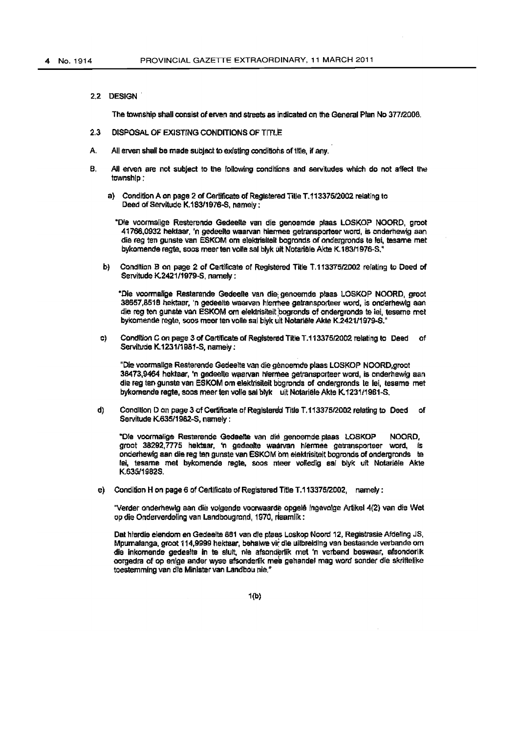2.2 DESIGN

The township shall consist of erven and streets as indicated on the General Plan No 377/2008.

2.3 DISPOSAL OF EXISTING CONDITIONS OF TITLE

A. All erven shall be made subject to existing conditions of title, if any.

B. All erven are not subject to the following conditions and servitudes which do not affect the township :

a) Condition A on page 2 of Certificate of Registered Title T.113375/2002 relating to Deed of Servitude K.183/1976-S, namely :

"Die voormalige Resterende Gedeelte van die genoemde plaas LOSKOP NOORD, groot 41766,0932 hektaar, 'n gedeelte waarvan hiermee getransporteer word, is onderhewig aan die reg ten gunste van ESKOM om elektrisiteit bogronds of ondergronds te lei, tesame met bykomende regte, soos meer ten volle sal blyk uit Notariële Akte K.183/1976-S."

b) Condition B on page 2 of Certificate of Registered Title T.113375/2002 relating to Deed of Servitude K.2421/1979-S, namely :

"Die voormalige Resterende Gedeelte van die genoemde plaas LOSKOP NOORD, groot 38657,8518 hektaar, 'n gedeelte waarvan hiermee getransporteer word, is onderhewig aan die reg ten gunste van ESKOM om elektrisiteit bogronds of ondergronds te lei, tesame met bykomende regte, soos meer ten volle sal blyk uit Notariële Akte K.2421/1979-S."

c) Condition C on page 3 of Certificate of Registered Title T.113375/2002 relating to Deed of Servitude K.1231/1981-S, namely :

"Die voormalige Resterende Gedeelte van die genoemde plaas LOSKOP NOORD,groot 38473,9464 hektaar, 'n gedeelte waarvan hiermee getransporteer word, is onderhewig aan die reg ten gunste van ESKOM om elektrisiteit bogronds of ondergronds te lei, tesame met bykomende regte, soos meer ten volle sal blyk uit Notariële Akte K.1231/1981-S.

d) Condition D on page 3 of Certificate of Registered Title T.113375/2002 relating to Deed of Servitude K.635/1982-S, namely :

"Die voormalige Resterende Gedeelte van dié genoemde plaas LOSKOP NOORD, groot 38292,7775 hektaar, 'n gedeelte waarvan hiermee getransporteer word, is onderhewig aan die reg ten gunste van ESKOM om elektrisiteit bogronds of ondergronds te lei, tesame met bykomende regte, soos meer volledig sal blyk uit Notariële Akte K.635/1982S.

e) Condition H on page 6 of Certificate of Registered Title T.113375/2002, namely :

"Verder onderhewig aan die volgende voorwaarde opgelê ingevolge Artikel 4(2) van die Wet op die Onderverdeling van Landbougrond, 1970, naamlik :

Dat hierdie eiendom en Gedeelte 881 van die plaas Loskop Noord 12, Registrasie Afdeling JS, Mpumalanga, groot 114,9999 hektaar, behalwe vir die uitbreiding van bestaande verbande om die inkomende gedeelte in te sluit, nie afsonderlik met 'n verband beswaar, afsonderlik oorgedra of op enige ander wyse afsonderlik mee gehandel mag word sonder die skriftelike toestemming van die Minister van Landbou nie."

1(b)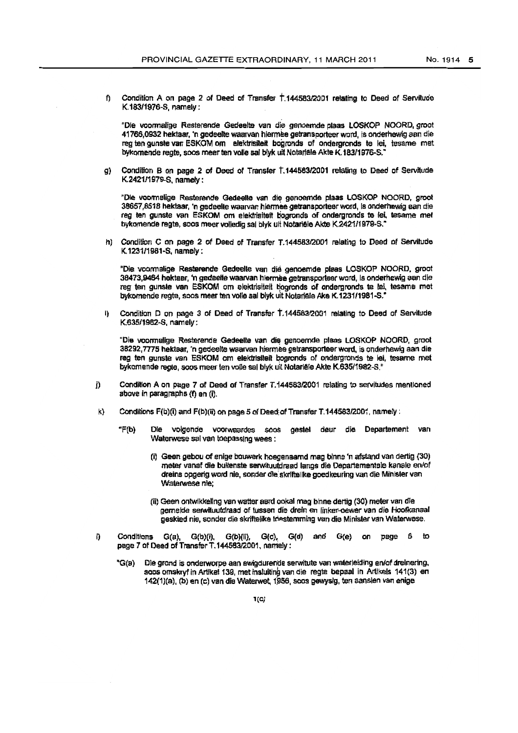f) Condition A on page 2 of Deed of Transfer T.144583/2001 relating to Deed of Servitude K.183/1976-S, namely:

"Die voormalige Resterende Gedeelte van die genoemde plaas LOSKOP NOORD, groot 41766,0932 hektaar, 'n gedeelte waarvan hiermee getransporteer word, is onderhewig aan die reg ten gunste van ESKOM om elektrisiteit bogronds of ondergronds te lei, tesame met bykomende regte, soos meer ten volle sal blyk uit Notariële Akte K.183/1976-S."

g) Condition B on page 2 of Deed of Transfer T.144583/2001 relating to Deed of Servitude K.2421/1979-S, namely:

"Die voormalige Resterende Gedeelte van die genoemde plaas LOSKOP NOORD, groot 38657,8518 hektaar, 'n gedeelte waarvan hiermee getransporteer word, is onderhewig aan die reg ten gunste van ESKOM om elektrisiteit bogronds of ondergronds te lei, tesame met bykomende regte, soos meer volledig sal blyk uit Notariële Akte K.2421/1979-S."

h) Condition C on page 2 of Deed of Transfer T.144583/2001 relating to Deed of Servitude K.1231/1981-S, namely:

"Die voormalige Resterende Gedeelte van dié genoemde plaas LOSKOP NOORD, groot 38473,9464 hektaar, 'n gedeelte waarvan hiermee getransporteer word, is onderhewig aan die reg ten gunste van ESKOM om elektrisiteit bogronds of ondergronds te lei, tesame met bykomende regte, soos meer ten volle sal blyk uit Notariële Ake K.1231/1981-S."

i) Condition D on page 3 of Deed of Transfer T.144583/2001 relating to Deed of Servitude K.635/1982-S, namely:

"Die voormalige Resterende Gedeelte van die genoemde plaas LOSKOP NOORD, groot 38292,7775 hektaar, 'n gedeelte waarvan hiermee getransporteer word, is onderhewig aan die reg ten gunste van ESKOM om elektrisiteit bogronds of ondergronds te lei, tesame met bykomende regte, soos meer ten volle sal blyk uit Notariële Akte K.635/1982-S."

j) Condition A on page 7 of Deed of Transfer T.144583/2001 relating to servitudes mentioned above in paragraphs (f) en (i).

k) Conditions F(b)(i) and F(b)(ii) on page 5 of Deed of Transfer T.144583/2001, namely:

"F(b) Die volgende voorwaardes soos gestel deur die Departement van Waterwese sal van toepassing wees:

(i) Geen gebou of enige bouwerk hoegenaamd mag binne 'n afstand van dertig (30) meter vanaf die buitenste serwituutdraad langs die Departementele kanale en/of dreins opgerig word nie, sonder die skriftelike goedkeuring van die Minister van Waterwese nie;

(ii) Geen ontwikkeling van watter aard ookal mag binne dertig (30) meter van die gemelde serwituutdraad of tussen die drein en linker-oewer van die Hoofkanaal geskied nie, sonder die skriftelike toestemming van die Minister van Waterwese.

l) Conditions G(a), G(b)(i), G(b)(ii), G(c), G(d) and G(e) on page 6 to page 7 of Deed of Transfer T.144583/2001, namely:

"G(a) Die grond is onderworpe aan ewigdurende serwitute van waterleiding en/of dreinering, soos omskryf in Artikel 139, met insluiting van die regte bepaal in Artikels 141(3) en 142(1)(a), (b) en (c) van die Waterwet, 1956, soos gewysig, ten aansien van enige

1(c)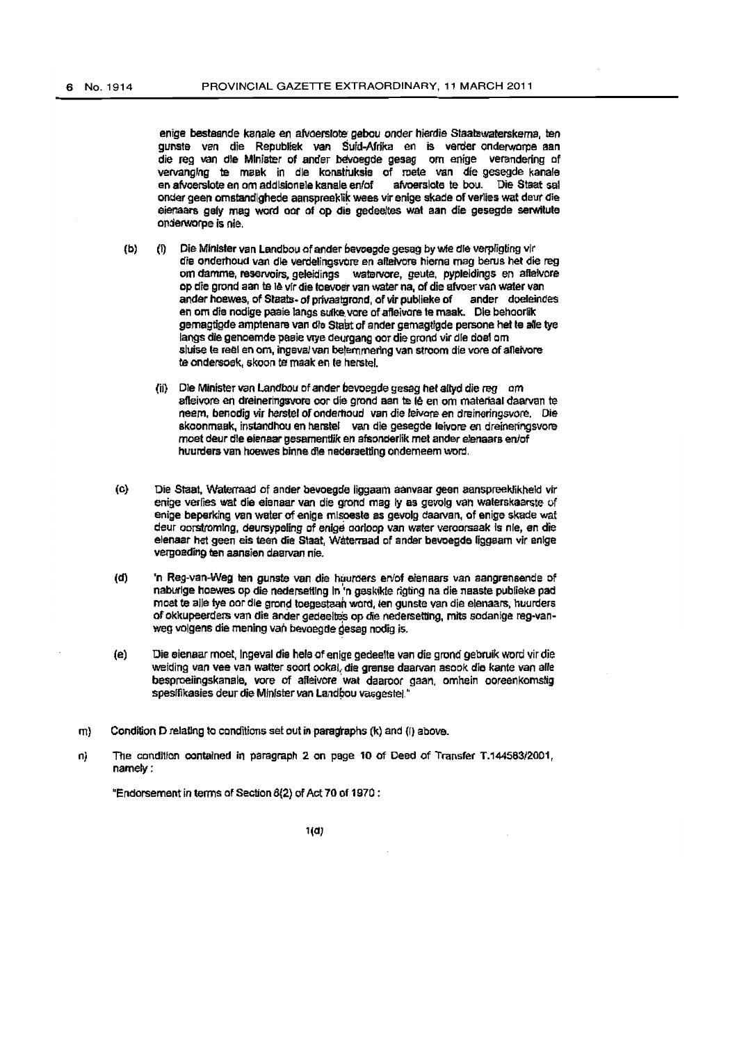enige bestaande kanale en afvoerslote gebou onder hierdie Staatswaterskema, ten gunste van die Republiek van Suid-Afrika en is verder onderworpe aan die reg van die Minister of ander bevoegde gesag om enige verandering of vervanging te maak in die konstruksie of roete van die gesegde kanale en afvoerslote en om addisionele kanale en/of afvoerslote te bou. Die Staat sal onder geen omstandighede aanspreeklik wees vir enige skade of verlies wat deur die eienaars gely mag word oor of op die gedeeltes wat aan die gesegde serwitute onderworpe is nie.

(b) (i) Die Minister van Landbou of ander bevoegde gesag by wie die verpligting vir die onderhoud van die verdelingsvore en afleivore hierna mag berus het die reg om damme, reservoirs, geleidings watervore, geute, pypleidings en afleivore op die grond aan te lê vir die toevoer van water na, of die afvoer van water van ander hoewes, of Staats- of privaatgrond, of vir publieke of ander doeleindes en om die nodige paaie langs sulke vore of afleivore te maak. Die behoorlik gemagtigde amptenare van die Staat of ander gemagtigde persone het te alle tye langs die genoemde paaie vrye deurgang oor die grond vir die doel om sluise te reël en om, ingeval van belemmering van stroom die vore of afleivore te ondersoek, skoon te maak en te herstel.

(ii) Die Minister van Landbou of ander bevoegde gesag het altyd die reg om afleivore en dreineringsvore oor die grond aan te lê en om materiaal daarvan te neem, benodig vir herstel of onderhoud van die leivore en dreineringsvore. Die skoonmaak, instandhou en herstel van die gesegde leivore en dreineringsvore moet deur die eienaar gesamentlik en afsonderlik met ander eienaars en/of huurders van hoewes binne die nedersetting onderneem word.

(c) Die Staat, Waterraad of ander bevoegde liggaam aanvaar geen aanspreeklikheid vir enige verlies wat die eienaar van die grond mag ly as gevolg van waterskaarste of enige beperking van water of enige misoeste as gevolg daarvan, of enige skade wat deur oorstroming, deursypeling of enige oorloop van water veroorsaak is nie, en die eienaar het geen eis teen die Staat, Waterraad of ander bevoegde liggaam vir enige vergoeding ten aansien daarvan nie.

(d) 'n Reg-van-Weg ten gunste van die huurders en/of eienaars van aangrensende of naburige hoewes op die nedersetting in 'n geskikte rigting na die naaste publieke pad moet te alle tye oor die grond toegestaan word, ten gunste van die eienaars, huurders of okkupeerders van die ander gedeeltes op die nedersetting, mits sodanige reg-van-weg volgens die mening van bevoegde gesag nodig is.

(e) Die eienaar moet, ingeval die hele of enige gedeelte van die grond gebruik word vir die weiding van vee van watter soort ookal, die grense daarvan asook die kante van alle besproeiingskanale, vore of afleivore wat daaroor gaan, omhein ooreenkomstig spesifikasies deur die Minister van Landbou vasgestel."

m) Condition D relating to conditions set out in paragraphs (k) and (l) above.

n) The condition contained in paragraph 2 on page 10 of Deed of Transfer T.144583/2001, namely:

"Endorsement in terms of Section 6(2) of Act 70 of 1970 :

1(d)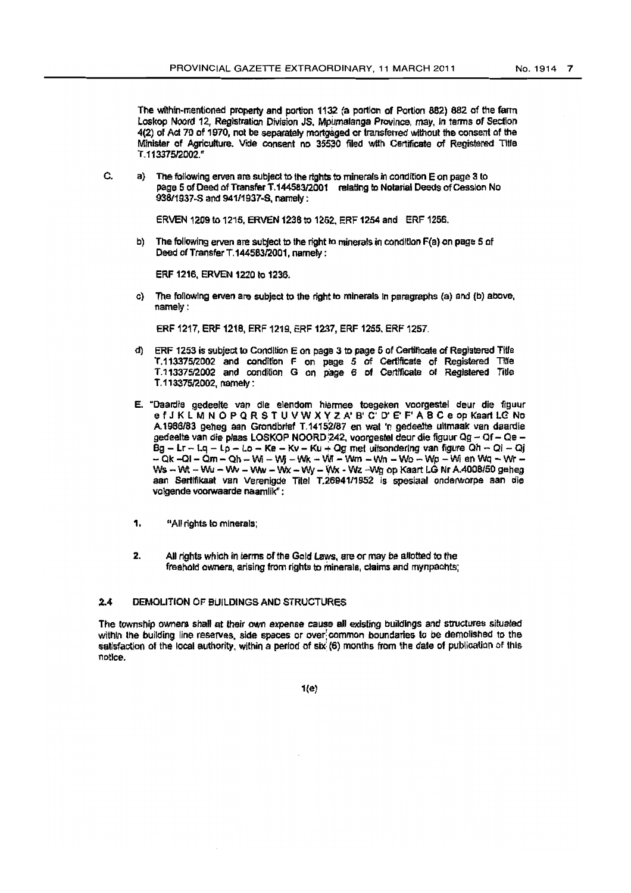The within-mentioned property and portion 1132 (a portion of Portion 882) 882 of the farm Loskop Noord 12, Registration Division JS, Mpumalanga Province, may, in terms of Section 4(2) of Act 70 of 1970, not be separately mortgaged or transferred without the consent of the Minister of Agriculture. Vide consent no 35530 filed with Certificate of Registered Title T.113375/2002."

C.

a) The following erven are subject to the rights to minerals in condition E on page 3 to page 5 of Deed of Transfer T.144583/2001 relating to Notarial Deeds of Cession No 938/1937-S and 941/1937-S, namely :

ERVEN 1209 to 1215, ERVEN 1238 to 1252, ERF 1254 and ERF 1256.

b) The following erven are subject to the right to minerals in condition F(a) on page 5 of Deed of Transfer T.144583/2001, namely :

ERF 1216, ERVEN 1220 to 1236.

c) The following erven are subject to the right to minerals in paragraphs (a) and (b) above, namely :

ERF 1217, ERF 1218, ERF 1219, ERF 1237, ERF 1255, ERF 1257.

d) ERF 1253 is subject to Condition E on page 3 to page 5 of Certificate of Registered Title T.113375/2002 and condition F on page 5 of Certificate of Registered Title T.113375/2002 and condition G on page 6 of Certificate of Registered Title T.113375/2002, namely :

E. "Daardie gedeelte van die elendom hiermee toegeken voorgestel deur die figuur e f J K L M N O P Q R S T U V W X Y Z A' B' C' D' E' F' A B C e op Kaart LG No A.1986/83 geheg aan Grondbrief T.14152/87 en wat 'n gedeelte uitmaak van daardie gedeelte van die plaas LOSKOP NOORD 242, voorgestel deur die figuur Qg – Qf – Qe – Bg – Lr – Lq – Lp – Lo – Ke – Kv – Ku – Qg met uitsondering van figure Qh – Qi – Qj – Qk – Ql – Qm – Qh – Wi – Wj – Wk – Wl – Wm – Wn – Wo – Wp – Wi en Wq – Wr – Ws – Wt – Wu – Wv – Ww – Wx – Wy – Wx - Wz –Wg op Kaart LG Nr A.4008/50 geheg aan Sertifikaat van Verenigde Titel T.26941/1952 is spesiaal onderworpe aan die volgende voorwaarde naamlik" :

1. "All rights to minerals;

2. All rights which in terms of the Gold Laws, are or may be allotted to the freehold owners, arising from rights to minerals, claims and mynpachts;

### 2.4 DEMOLITION OF BUILDINGS AND STRUCTURES

The township owners shall at their own expense cause all existing buildings and structures situated within the building line reserves, side spaces or over common boundaries to be demolished to the satisfaction of the local authority, within a period of six (6) months from the date of publication of this notice.

1(e)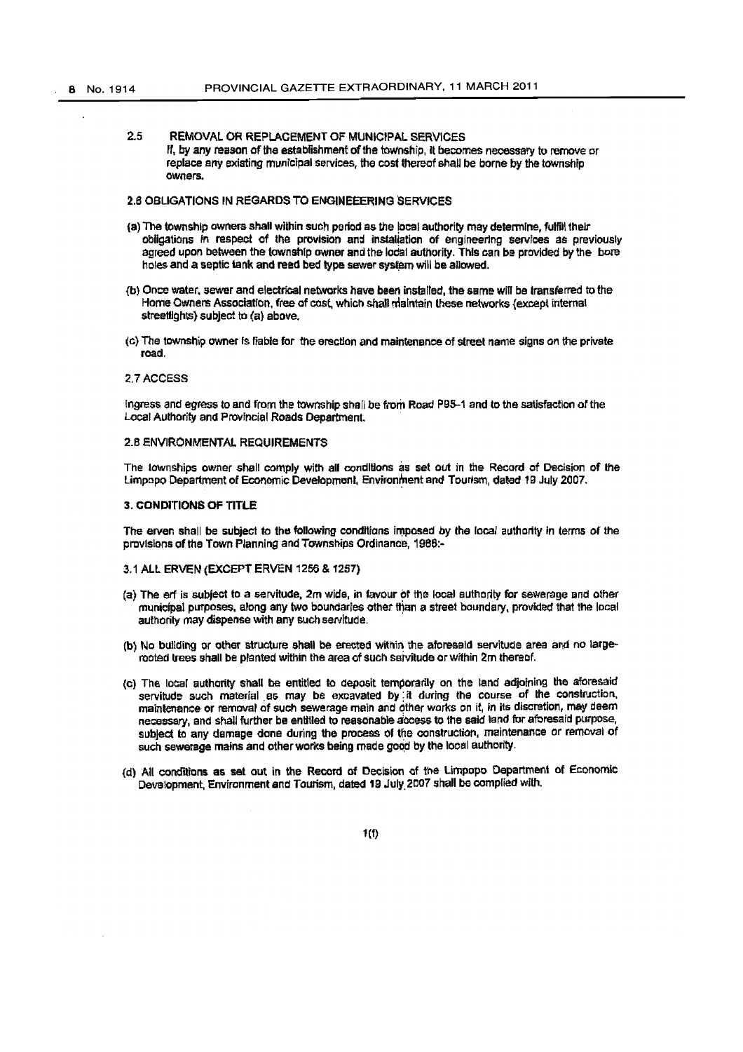2.5 REMOVAL OR REPLACEMENT OF MUNICIPAL SERVICES

If, by any reason of the establishment of the township, it becomes necessary to remove or replace any existing municipal services, the cost thereof shall be borne by the township owners.

2.6 OBLIGATIONS IN REGARDS TO ENGINEEERING SERVICES

(a) The township owners shall within such period as the local authority may determine, fulfill their obligations in respect of the provision and installation of engineering services as previously agreed upon between the township owner and the local authority. This can be provided by the bore holes and a septic tank and reed bed type sewer system will be allowed.

(b) Once water, sewer and electrical networks have been installed, the same will be transferred to the Home Owners Association, free of cost, which shall maintain these networks (except internal streetlights) subject to (a) above.

(c) The township owner is liable for the erection and maintenance of street name signs on the private road.

2.7 ACCESS

Ingress and egress to and from the township shall be from Road P95-1 and to the satisfaction of the Local Authority and Provincial Roads Department.

2.8 ENVIRONMENTAL REQUIREMENTS

The townships owner shall comply with all conditions as set out in the Record of Decision of the Limpopo Department of Economic Development, Environment and Tourism, dated 19 July 2007.

3. CONDITIONS OF TITLE

The erven shall be subject to the following conditions imposed by the local authority in terms of the provisions of the Town Planning and Townships Ordinance, 1986:-

3.1 ALL ERVEN (EXCEPT ERVEN 1256 & 1257)

(a) The erf is subject to a servitude, 2m wide, in favour of the local authority for sewerage and other municipal purposes, along any two boundaries other than a street boundary, provided that the local authority may dispense with any such servitude.

(b) No building or other structure shall be erected within the aforesaid servitude area and no large-rooted trees shall be planted within the area of such servitude or within 2m thereof.

(c) The local authority shall be entitled to deposit temporarily on the land adjoining the aforesaid servitude such material as may be excavated by it during the course of the construction, maintenance or removal of such sewerage main and other works on it, in its discretion, may deem necessary, and shall further be entitled to reasonable access to the said land for aforesaid purpose, subject to any damage done during the process of the construction, maintenance or removal of such sewerage mains and other works being made good by the local authority.

(d) All conditions as set out in the Record of Decision of the Limpopo Department of Economic Development, Environment and Tourism, dated 19 July 2007 shall be complied with.

1(f)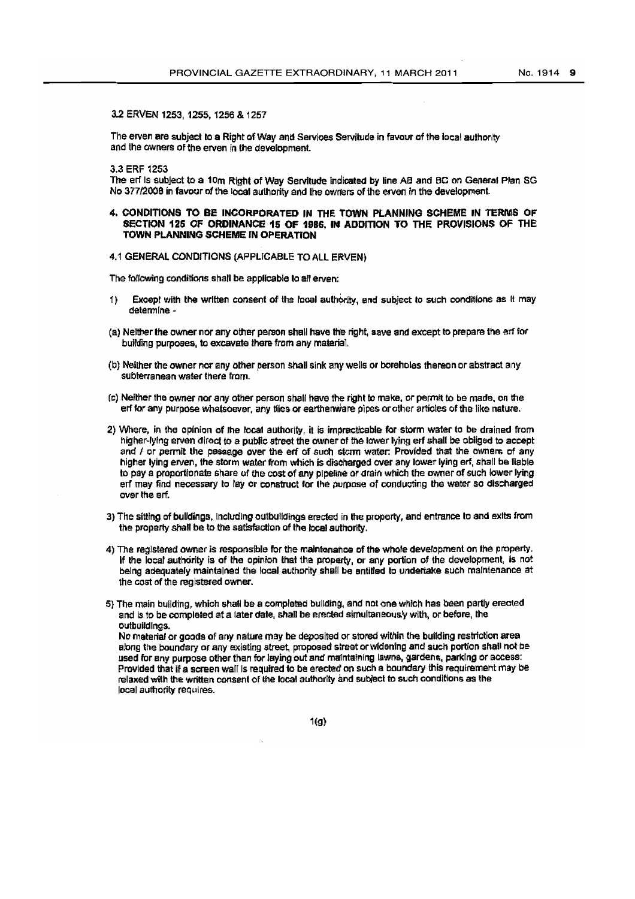3.2 ERVEN 1253, 1255, 1256 & 1257

The erven are subject to a Right of Way and Services Servitude in favour of the local authority and the owners of the erven in the development.

3.3 ERF 1253

The erf is subject to a 10m Right of Way Servitude indicated by line AB and BC on General Plan SG No 377/2008 in favour of the local authority and the owners of the erven in the development.

**4. CONDITIONS TO BE INCORPORATED IN THE TOWN PLANNING SCHEME IN TERMS OF SECTION 125 OF ORDINANCE 15 OF 1986, IN ADDITION TO THE PROVISIONS OF THE TOWN PLANNING SCHEME IN OPERATION**

4.1 GENERAL CONDITIONS (APPLICABLE TO ALL ERVEN)

The following conditions shall be applicable to all erven:

1) Except with the written consent of the local authority, and subject to such conditions as it may determine -

(a) Neither the owner nor any other person shall have the right, save and except to prepare the erf for building purposes, to excavate there from any material.

(b) Neither the owner nor any other person shall sink any wells or boreholes thereon or abstract any subterranean water there from.

(c) Neither the owner nor any other person shall have the right to make, or permit to be made, on the erf for any purpose whatsoever, any tiles or earthenware pipes or other articles of the like nature.

2) Where, in the opinion of the local authority, it is impracticable for storm water to be drained from higher-lying erven direct to a public street the owner of the lower lying erf shall be obliged to accept and / or permit the passage over the erf of such storm water: Provided that the owners of any higher lying erven, the storm water from which is discharged over any lower lying erf, shall be liable to pay a proportionate share of the cost of any pipeline or drain which the owner of such lower lying erf may find necessary to lay or construct for the purpose of conducting the water so discharged over the erf.

3) The sitting of buildings, including outbuildings erected in the property, and entrance to and exits from the property shall be to the satisfaction of the local authority.

4) The registered owner is responsible for the maintenance of the whole development on the property. If the local authority is of the opinion that the property, or any portion of the development, is not being adequately maintained the local authority shall be entitled to undertake such maintenance at the cost of the registered owner.

5) The main building, which shall be a completed building, and not one which has been partly erected and is to be completed at a later date, shall be erected simultaneously with, or before, the outbuildings.
No material or goods of any nature may be deposited or stored within the building restriction area along the boundary of any existing street, proposed street or widening and such portion shall not be used for any purpose other than for laying out and maintaining lawns, gardens, parking or access: Provided that if a screen wall is required to be erected on such a boundary this requirement may be relaxed with the written consent of the local authority and subject to such conditions as the local authority requires.

1(g)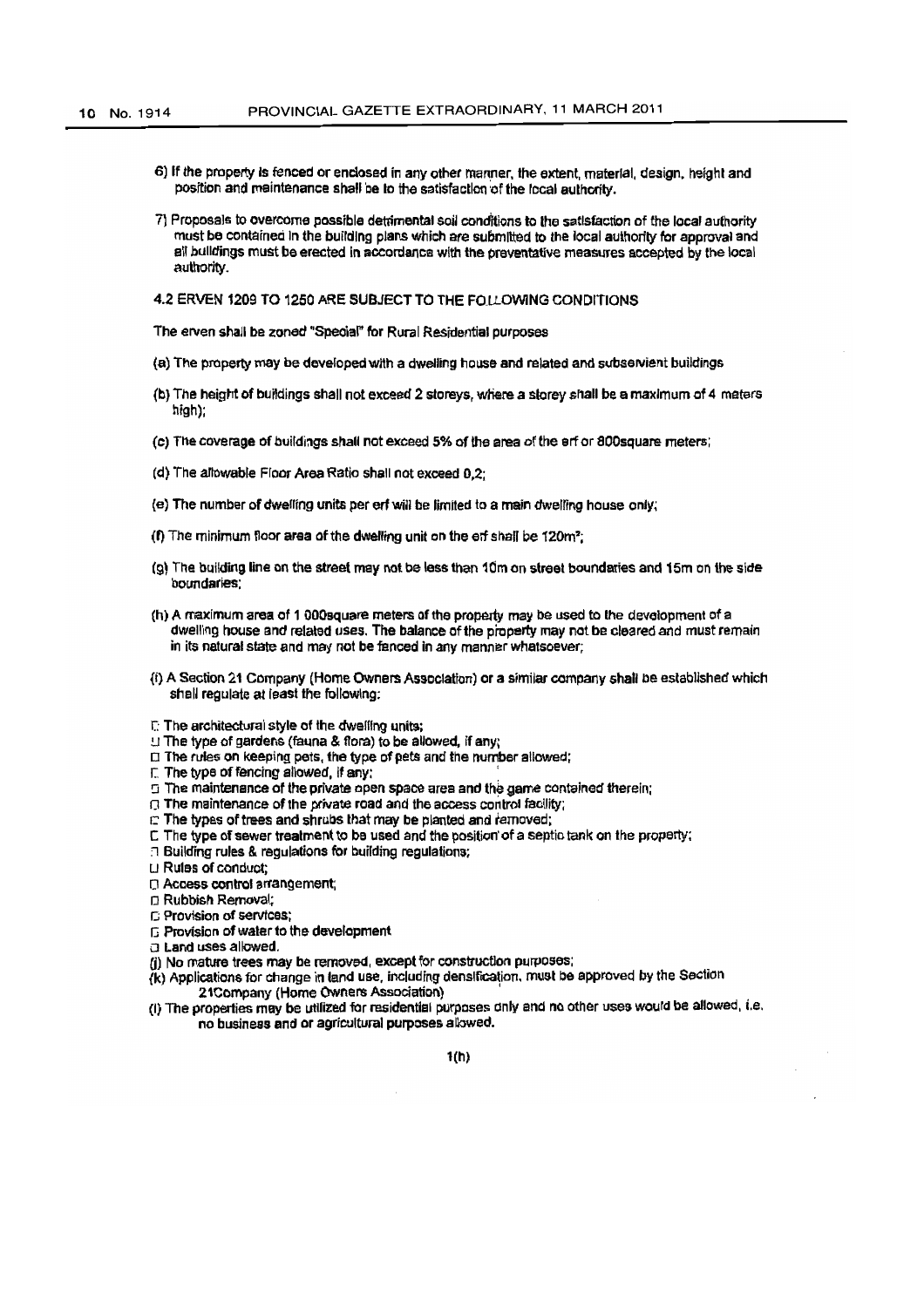6) If the property is fenced or enclosed in any other manner, the extent, material, design, height and position and maintenance shall be to the satisfaction of the local authority.

7) Proposals to overcome possible detrimental soil conditions to the satisfaction of the local authority must be contained in the building plans which are submitted to the local authority for approval and all buildings must be erected in accordance with the preventative measures accepted by the local authority.

### 4.2 ERVEN 1209 TO 1250 ARE SUBJECT TO THE FOLLOWING CONDITIONS

The erven shall be zoned "Special" for Rural Residential purposes

(a) The property may be developed with a dwelling house and related and subservient buildings

(b) The height of buildings shall not exceed 2 storeys, where a storey shall be a maximum of 4 meters high);

(c) The coverage of buildings shall not exceed 5% of the area of the erf or 800square meters;

(d) The allowable Floor Area Ratio shall not exceed 0,2;

(e) The number of dwelling units per erf will be limited to a main dwelling house only;

(f) The minimum floor area of the dwelling unit on the erf shall be 120m²;

(g) The building line on the street may not be less than 10m on street boundaries and 15m on the side boundaries;

(h) A maximum area of 1 000square meters of the property may be used to the development of a dwelling house and related uses. The balance of the property may not be cleared and must remain in its natural state and may not be fenced in any manner whatsoever;

(i) A Section 21 Company (Home Owners Association) or a similar company shall be established which shall regulate at least the following:

- The architectural style of the dwelling units;
- The type of gardens (fauna & flora) to be allowed, if any;
- The rules on keeping pets, the type of pets and the number allowed;
- The type of fencing allowed, if any;
- The maintenance of the private open space area and the game contained therein;
- The maintenance of the private road and the access control facility;
- The types of trees and shrubs that may be planted and removed;
- The type of sewer treatment to be used and the position of a septic tank on the property;
- Building rules & regulations for building regulations;
- Rules of conduct;
- Access control arrangement;
- Rubbish Removal;
- Provision of services;
- Provision of water to the development
- Land uses allowed.

(j) No mature trees may be removed, except for construction purposes;

(k) Applications for change in land use, including densification, must be approved by the Section 21Company (Home Owners Association)

(l) The properties may be utilized for residential purposes only and no other uses would be allowed, i.e. no business and or agricultural purposes allowed.

1(h)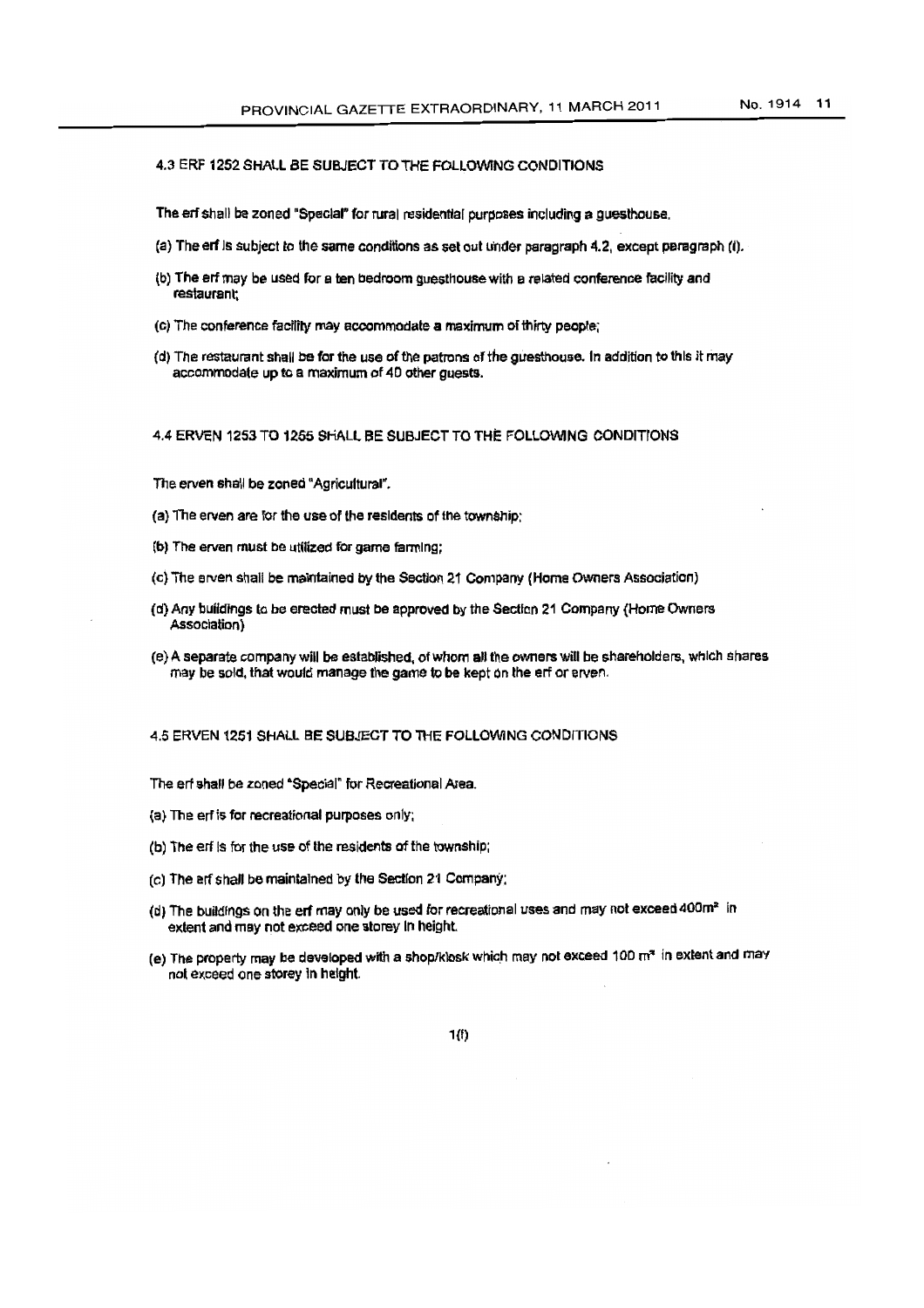### 4.3 ERF 1252 SHALL BE SUBJECT TO THE FOLLOWING CONDITIONS

The erf shall be zoned "Special" for rural residential purposes including a guesthouse.

(a) The erf is subject to the same conditions as set out under paragraph 4.2, except paragraph (i).

(b) The erf may be used for a ten bedroom guesthouse with a related conference facility and restaurant;

(c) The conference facility may accommodate a maximum of thirty people;

(d) The restaurant shall be for the use of the patrons of the guesthouse. In addition to this it may accommodate up to a maximum of 40 other guests.

### 4.4 ERVEN 1253 TO 1255 SHALL BE SUBJECT TO THE FOLLOWING CONDITIONS

The erven shall be zoned "Agricultural".

(a) The erven are for the use of the residents of the township;

(b) The erven must be utilized for game farming;

(c) The erven shall be maintained by the Section 21 Company (Home Owners Association)

(d) Any buildings to be erected must be approved by the Section 21 Company (Home Owners Association)

(e) A separate company will be established, of whom all the owners will be shareholders, which shares may be sold, that would manage the game to be kept on the erf or erven.

### 4.5 ERVEN 1251 SHALL BE SUBJECT TO THE FOLLOWING CONDITIONS

The erf shall be zoned "Special" for Recreational Area.

(a) The erf is for recreational purposes only;

(b) The erf is for the use of the residents of the township;

(c) The erf shall be maintained by the Section 21 Company;

(d) The buildings on the erf may only be used for recreational uses and may not exceed 400m² in extent and may not exceed one storey in height.

(e) The property may be developed with a shop/kiosk which may not exceed 100 m² in extent and may not exceed one storey in height.

1(f)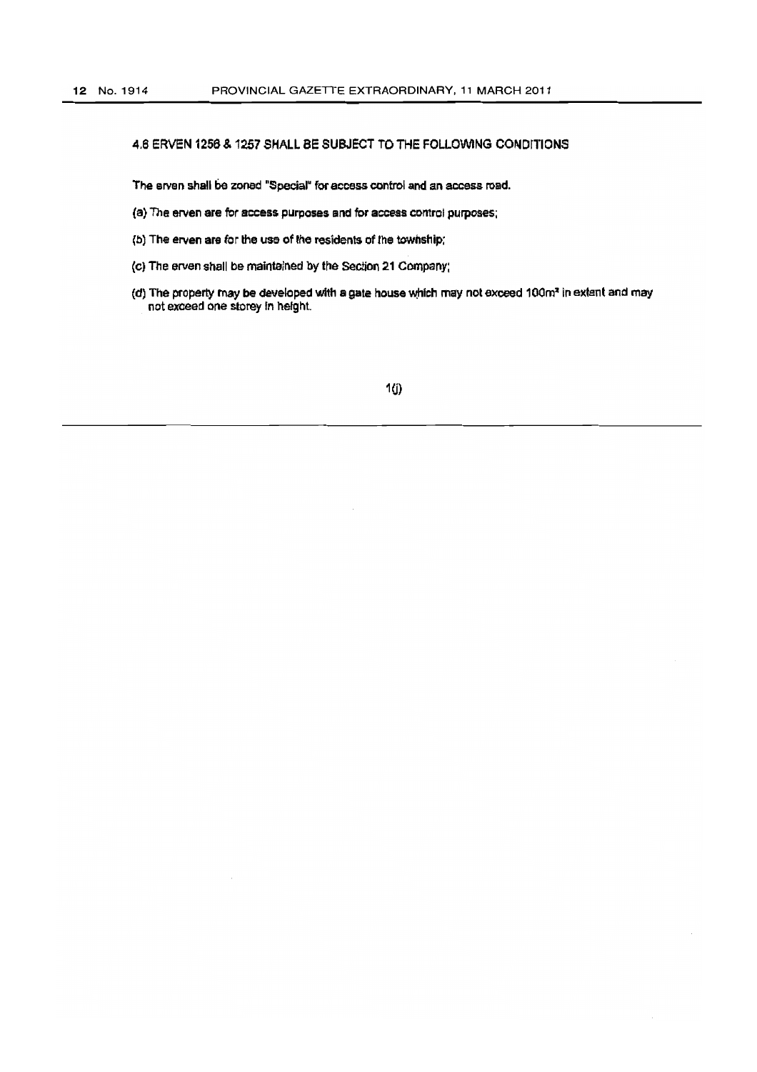## 4.8 ERVEN 1256 & 1257 SHALL BE SUBJECT TO THE FOLLOWING CONDITIONS

The erven shall be zoned "Special" for access control and an access road.

(a) The erven are for access purposes and for access control purposes;

(b) The erven are for the use of the residents of the township;

(c) The erven shall be maintained by the Section 21 Company;

(d) The property may be developed with a gate house which may not exceed 100m² in extent and may not exceed one storey in height.

1(j)